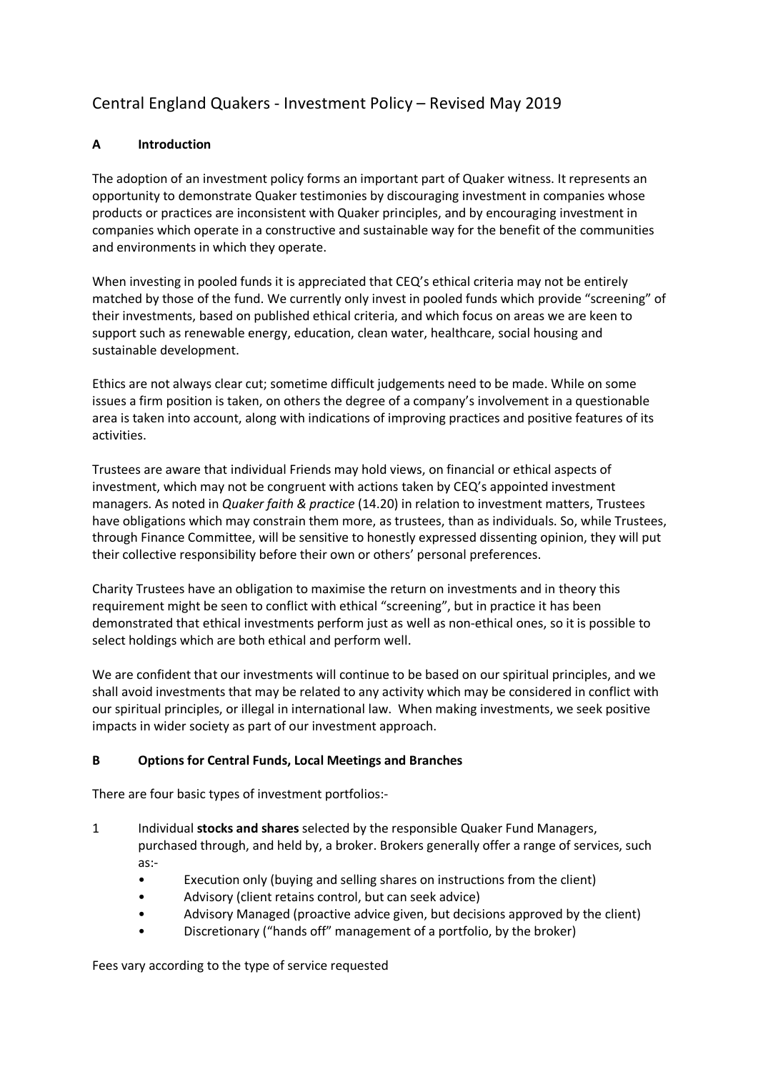# Central England Quakers - Investment Policy – Revised May 2019

## A Introduction

The adoption of an investment policy forms an important part of Quaker witness. It represents an opportunity to demonstrate Quaker testimonies by discouraging investment in companies whose products or practices are inconsistent with Quaker principles, and by encouraging investment in companies which operate in a constructive and sustainable way for the benefit of the communities and environments in which they operate.

When investing in pooled funds it is appreciated that CEQ's ethical criteria may not be entirely matched by those of the fund. We currently only invest in pooled funds which provide "screening" of their investments, based on published ethical criteria, and which focus on areas we are keen to support such as renewable energy, education, clean water, healthcare, social housing and sustainable development.

Ethics are not always clear cut; sometime difficult judgements need to be made. While on some issues a firm position is taken, on others the degree of a company's involvement in a questionable area is taken into account, along with indications of improving practices and positive features of its activities.

Trustees are aware that individual Friends may hold views, on financial or ethical aspects of investment, which may not be congruent with actions taken by CEQ's appointed investment managers. As noted in *Quaker faith & practice* (14.20) in relation to investment matters, Trustees have obligations which may constrain them more, as trustees, than as individuals. So, while Trustees, through Finance Committee, will be sensitive to honestly expressed dissenting opinion, they will put their collective responsibility before their own or others' personal preferences.

Charity Trustees have an obligation to maximise the return on investments and in theory this requirement might be seen to conflict with ethical "screening", but in practice it has been demonstrated that ethical investments perform just as well as non-ethical ones, so it is possible to select holdings which are both ethical and perform well.

We are confident that our investments will continue to be based on our spiritual principles, and we shall avoid investments that may be related to any activity which may be considered in conflict with our spiritual principles, or illegal in international law. When making investments, we seek positive impacts in wider society as part of our investment approach.

## B Options for Central Funds, Local Meetings and Branches

There are four basic types of investment portfolios:-

1. Individual **stocks and shares** selected by the responsible Quaker Fund Managers, purchased through, and held by, a broker. Brokers generally offer a range of services, such as:-
   - Execution only (buying and selling shares on instructions from the client)
   - Advisory (client retains control, but can seek advice)
   - Advisory Managed (proactive advice given, but decisions approved by the client)
   - Discretionary ("hands off" management of a portfolio, by the broker)

Fees vary according to the type of service requested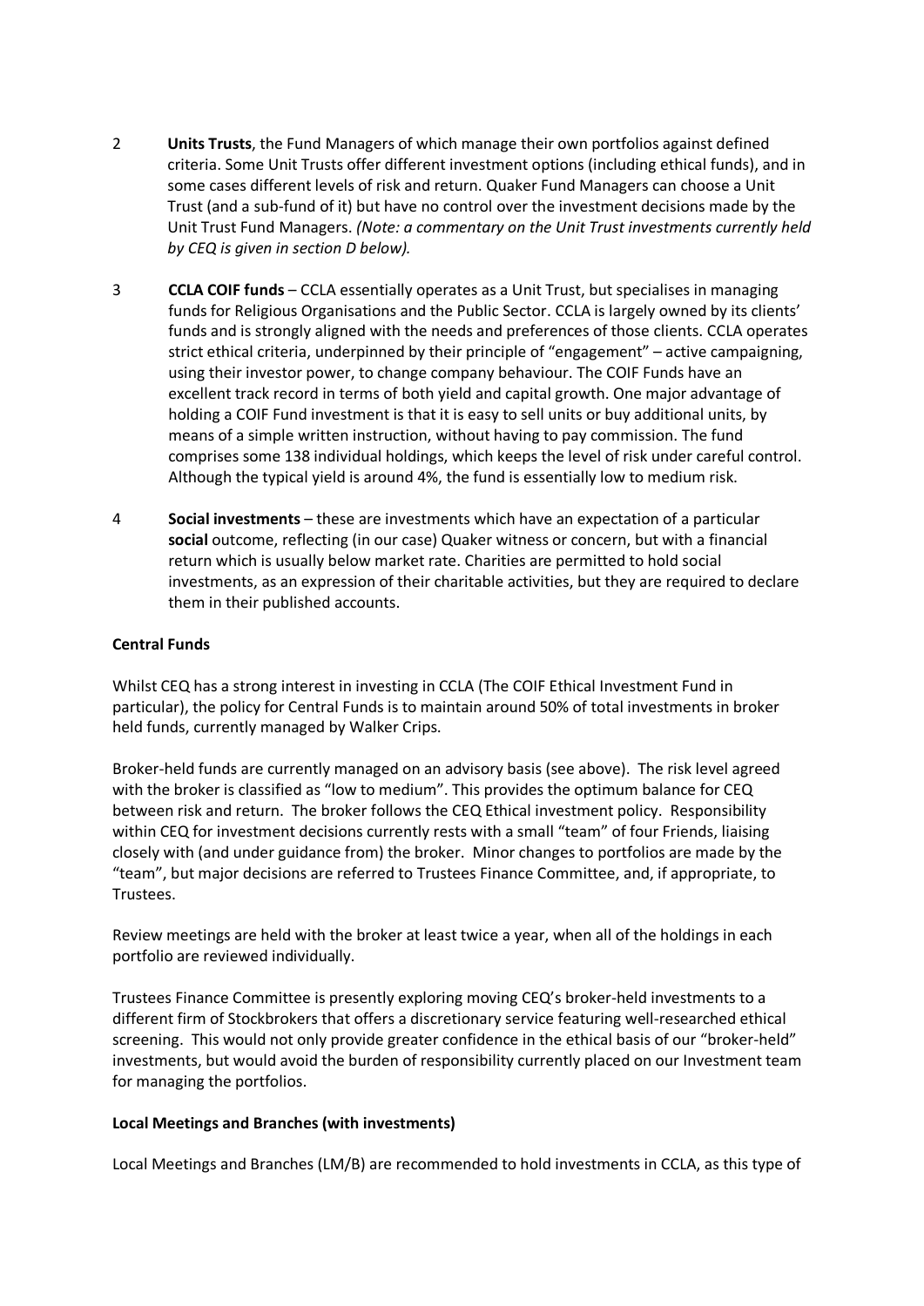2 **Units Trusts**, the Fund Managers of which manage their own portfolios against defined criteria. Some Unit Trusts offer different investment options (including ethical funds), and in some cases different levels of risk and return. Quaker Fund Managers can choose a Unit Trust (and a sub-fund of it) but have no control over the investment decisions made by the Unit Trust Fund Managers. *(Note: a commentary on the Unit Trust investments currently held by CEQ is given in section D below).*

3 **CCLA COIF funds** – CCLA essentially operates as a Unit Trust, but specialises in managing funds for Religious Organisations and the Public Sector. CCLA is largely owned by its clients' funds and is strongly aligned with the needs and preferences of those clients. CCLA operates strict ethical criteria, underpinned by their principle of "engagement" – active campaigning, using their investor power, to change company behaviour. The COIF Funds have an excellent track record in terms of both yield and capital growth. One major advantage of holding a COIF Fund investment is that it is easy to sell units or buy additional units, by means of a simple written instruction, without having to pay commission. The fund comprises some 138 individual holdings, which keeps the level of risk under careful control. Although the typical yield is around 4%, the fund is essentially low to medium risk.

4 **Social investments** – these are investments which have an expectation of a particular **social** outcome, reflecting (in our case) Quaker witness or concern, but with a financial return which is usually below market rate. Charities are permitted to hold social investments, as an expression of their charitable activities, but they are required to declare them in their published accounts.

**Central Funds**

Whilst CEQ has a strong interest in investing in CCLA (The COIF Ethical Investment Fund in particular), the policy for Central Funds is to maintain around 50% of total investments in broker held funds, currently managed by Walker Crips.

Broker-held funds are currently managed on an advisory basis (see above). The risk level agreed with the broker is classified as "low to medium". This provides the optimum balance for CEQ between risk and return. The broker follows the CEQ Ethical investment policy. Responsibility within CEQ for investment decisions currently rests with a small "team" of four Friends, liaising closely with (and under guidance from) the broker. Minor changes to portfolios are made by the "team", but major decisions are referred to Trustees Finance Committee, and, if appropriate, to Trustees.

Review meetings are held with the broker at least twice a year, when all of the holdings in each portfolio are reviewed individually.

Trustees Finance Committee is presently exploring moving CEQ's broker-held investments to a different firm of Stockbrokers that offers a discretionary service featuring well-researched ethical screening. This would not only provide greater confidence in the ethical basis of our "broker-held" investments, but would avoid the burden of responsibility currently placed on our Investment team for managing the portfolios.

**Local Meetings and Branches (with investments)**

Local Meetings and Branches (LM/B) are recommended to hold investments in CCLA, as this type of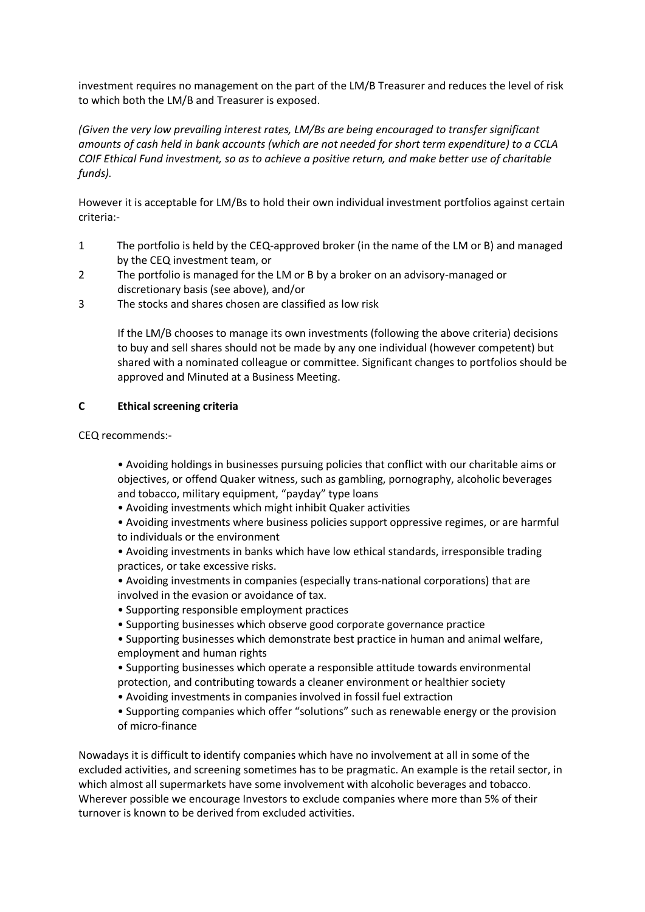investment requires no management on the part of the LM/B Treasurer and reduces the level of risk to which both the LM/B and Treasurer is exposed.

*(Given the very low prevailing interest rates, LM/Bs are being encouraged to transfer significant amounts of cash held in bank accounts (which are not needed for short term expenditure) to a CCLA COIF Ethical Fund investment, so as to achieve a positive return, and make better use of charitable funds).*

However it is acceptable for LM/Bs to hold their own individual investment portfolios against certain criteria:-

1. The portfolio is held by the CEQ-approved broker (in the name of the LM or B) and managed by the CEQ investment team, or
2. The portfolio is managed for the LM or B by a broker on an advisory-managed or discretionary basis (see above), and/or
3. The stocks and shares chosen are classified as low risk

   If the LM/B chooses to manage its own investments (following the above criteria) decisions to buy and sell shares should not be made by any one individual (however competent) but shared with a nominated colleague or committee. Significant changes to portfolios should be approved and Minuted at a Business Meeting.

## C Ethical screening criteria

CEQ recommends:-

- Avoiding holdings in businesses pursuing policies that conflict with our charitable aims or objectives, or offend Quaker witness, such as gambling, pornography, alcoholic beverages and tobacco, military equipment, "payday" type loans
- Avoiding investments which might inhibit Quaker activities
- Avoiding investments where business policies support oppressive regimes, or are harmful to individuals or the environment
- Avoiding investments in banks which have low ethical standards, irresponsible trading practices, or take excessive risks.
- Avoiding investments in companies (especially trans-national corporations) that are involved in the evasion or avoidance of tax.
- Supporting responsible employment practices
- Supporting businesses which observe good corporate governance practice
- Supporting businesses which demonstrate best practice in human and animal welfare, employment and human rights
- Supporting businesses which operate a responsible attitude towards environmental protection, and contributing towards a cleaner environment or healthier society
- Avoiding investments in companies involved in fossil fuel extraction
- Supporting companies which offer "solutions" such as renewable energy or the provision of micro-finance

Nowadays it is difficult to identify companies which have no involvement at all in some of the excluded activities, and screening sometimes has to be pragmatic. An example is the retail sector, in which almost all supermarkets have some involvement with alcoholic beverages and tobacco. Wherever possible we encourage Investors to exclude companies where more than 5% of their turnover is known to be derived from excluded activities.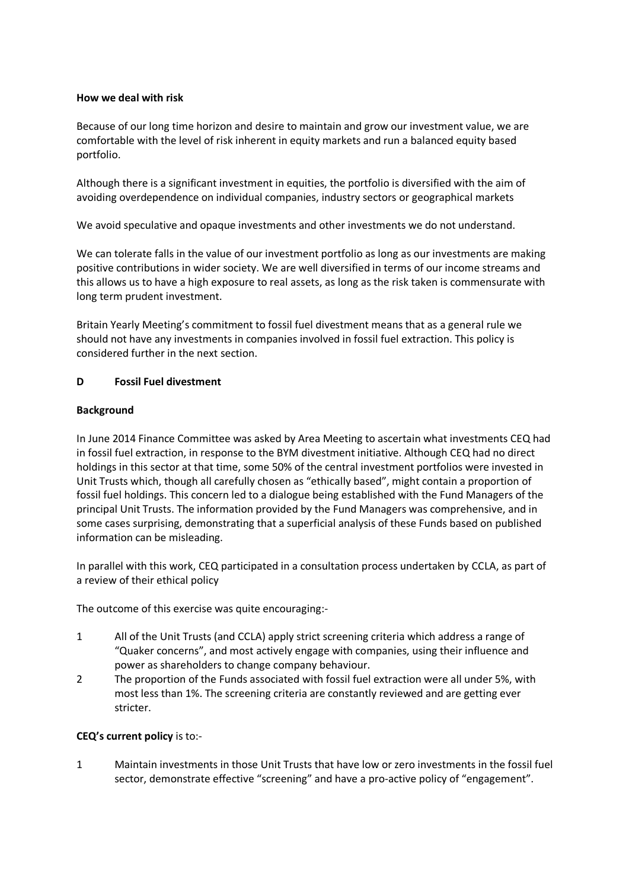**How we deal with risk**

Because of our long time horizon and desire to maintain and grow our investment value, we are comfortable with the level of risk inherent in equity markets and run a balanced equity based portfolio.

Although there is a significant investment in equities, the portfolio is diversified with the aim of avoiding overdependence on individual companies, industry sectors or geographical markets

We avoid speculative and opaque investments and other investments we do not understand.

We can tolerate falls in the value of our investment portfolio as long as our investments are making positive contributions in wider society. We are well diversified in terms of our income streams and this allows us to have a high exposure to real assets, as long as the risk taken is commensurate with long term prudent investment.

Britain Yearly Meeting's commitment to fossil fuel divestment means that as a general rule we should not have any investments in companies involved in fossil fuel extraction. This policy is considered further in the next section.

## D Fossil Fuel divestment

**Background**

In June 2014 Finance Committee was asked by Area Meeting to ascertain what investments CEQ had in fossil fuel extraction, in response to the BYM divestment initiative. Although CEQ had no direct holdings in this sector at that time, some 50% of the central investment portfolios were invested in Unit Trusts which, though all carefully chosen as "ethically based", might contain a proportion of fossil fuel holdings. This concern led to a dialogue being established with the Fund Managers of the principal Unit Trusts. The information provided by the Fund Managers was comprehensive, and in some cases surprising, demonstrating that a superficial analysis of these Funds based on published information can be misleading.

In parallel with this work, CEQ participated in a consultation process undertaken by CCLA, as part of a review of their ethical policy

The outcome of this exercise was quite encouraging:-

1. All of the Unit Trusts (and CCLA) apply strict screening criteria which address a range of "Quaker concerns", and most actively engage with companies, using their influence and power as shareholders to change company behaviour.
2. The proportion of the Funds associated with fossil fuel extraction were all under 5%, with most less than 1%. The screening criteria are constantly reviewed and are getting ever stricter.

**CEQ's current policy** is to:-

1. Maintain investments in those Unit Trusts that have low or zero investments in the fossil fuel sector, demonstrate effective "screening" and have a pro-active policy of "engagement".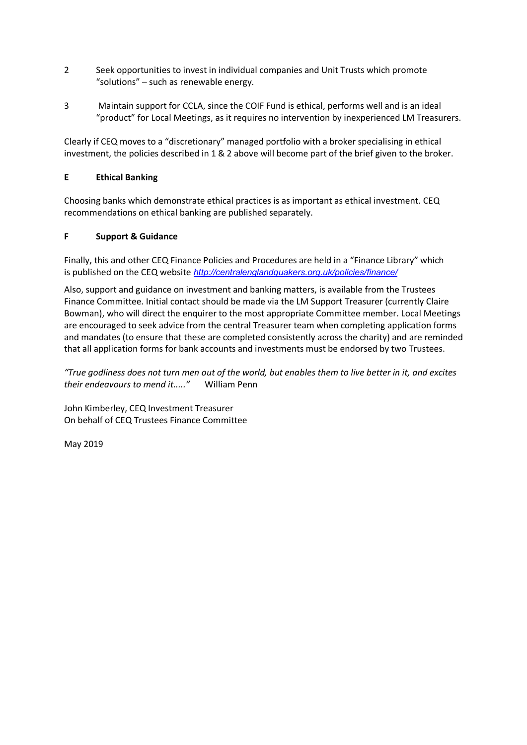2 Seek opportunities to invest in individual companies and Unit Trusts which promote "solutions" – such as renewable energy.

3 Maintain support for CCLA, since the COIF Fund is ethical, performs well and is an ideal "product" for Local Meetings, as it requires no intervention by inexperienced LM Treasurers.

Clearly if CEQ moves to a "discretionary" managed portfolio with a broker specialising in ethical investment, the policies described in 1 & 2 above will become part of the brief given to the broker.

### E Ethical Banking

Choosing banks which demonstrate ethical practices is as important as ethical investment. CEQ recommendations on ethical banking are published separately.

### F Support & Guidance

Finally, this and other CEQ Finance Policies and Procedures are held in a "Finance Library" which is published on the CEQ website *http://centralenglandquakers.org.uk/policies/finance/*

Also, support and guidance on investment and banking matters, is available from the Trustees Finance Committee. Initial contact should be made via the LM Support Treasurer (currently Claire Bowman), who will direct the enquirer to the most appropriate Committee member. Local Meetings are encouraged to seek advice from the central Treasurer team when completing application forms and mandates (to ensure that these are completed consistently across the charity) and are reminded that all application forms for bank accounts and investments must be endorsed by two Trustees.

*"True godliness does not turn men out of the world, but enables them to live better in it, and excites their endeavours to mend it....."* William Penn

John Kimberley, CEQ Investment Treasurer
On behalf of CEQ Trustees Finance Committee

May 2019